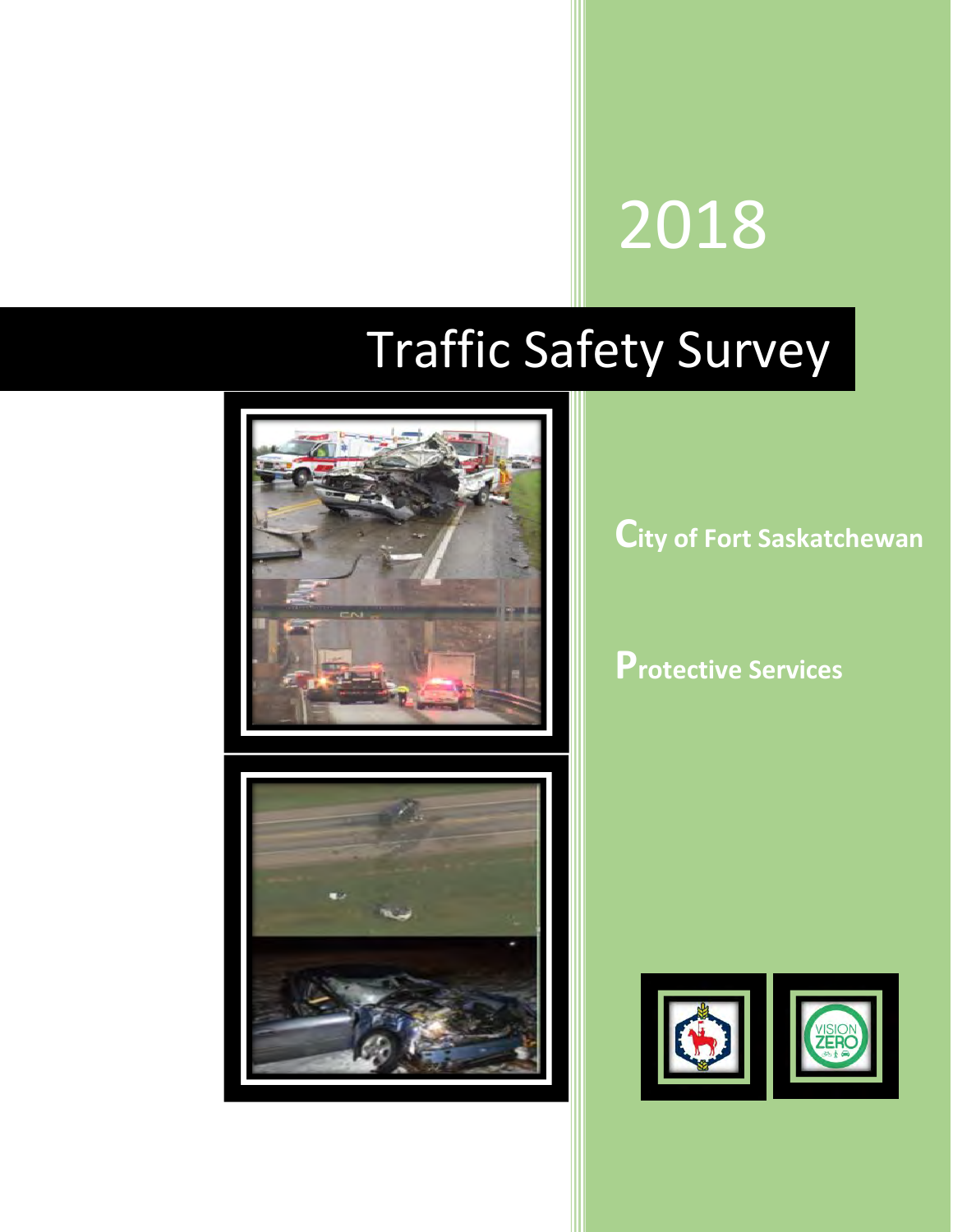2018

# Traffic Safety Survey

**City of Fort Saskatchewan**

**Protective Services**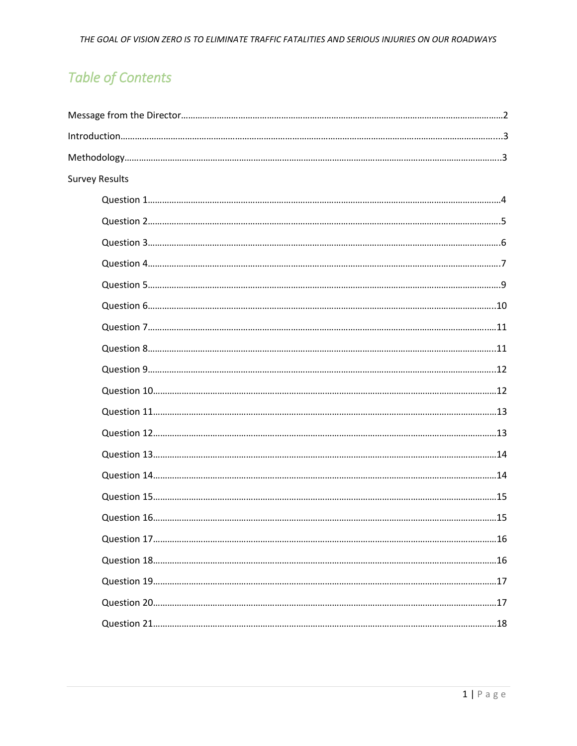# Table of Contents

Message from the Director......2

Introduction......3

Methodology......3

Survey Results

- Question 1......4
- Question 2......5
- Question 3......6
- Question 4......7
- Question 5......9
- Question 6......10
- Question 7......11
- Question 8......11
- Question 9......12
- Question 10......12
- Question 11......13
- Question 12......13
- Question 13......14
- Question 14......14
- Question 15......15
- Question 16......15
- Question 17......16
- Question 18......16
- Question 19......17
- Question 20......17
- Question 21......18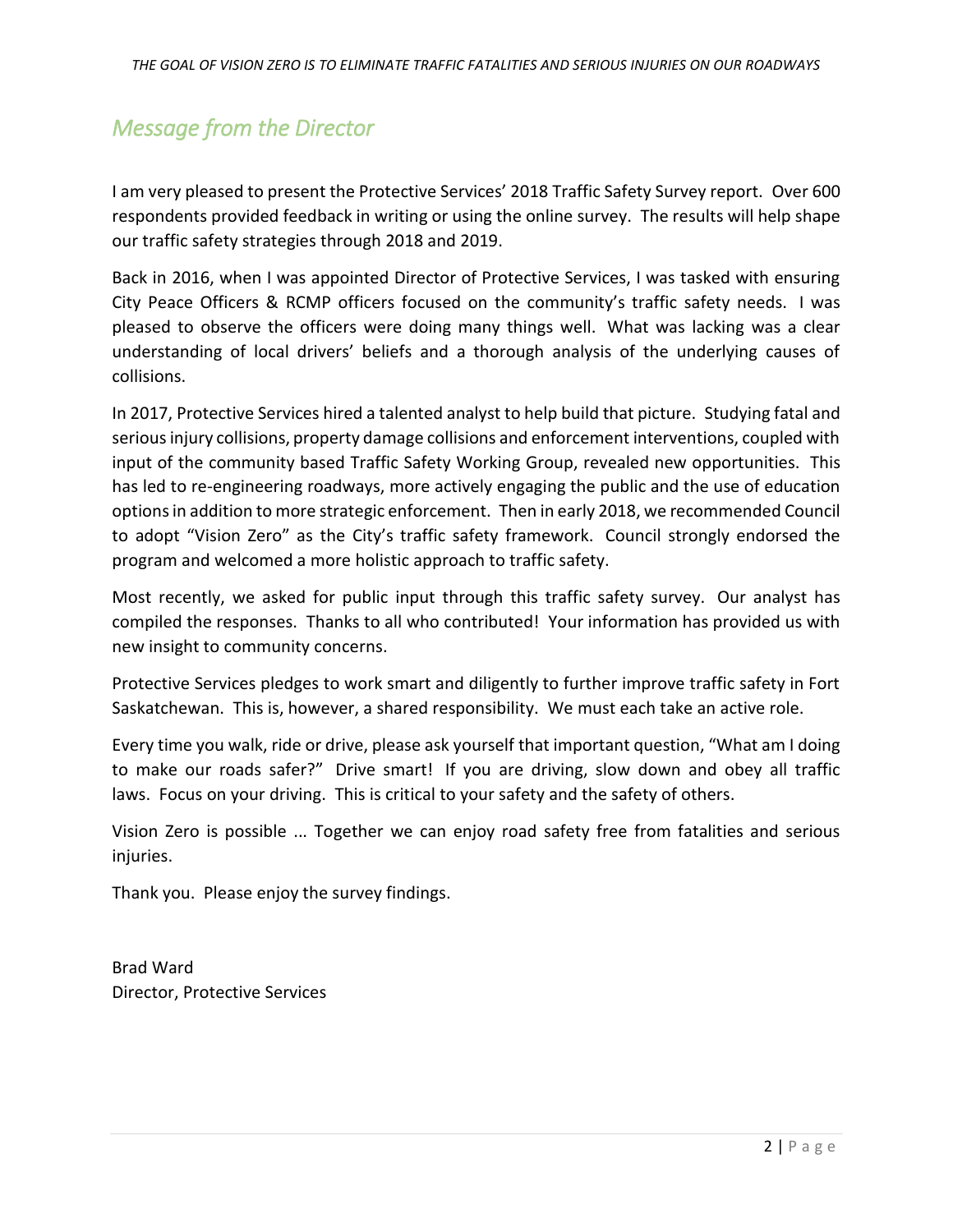## *Message from the Director*

I am very pleased to present the Protective Services' 2018 Traffic Safety Survey report. Over 600 respondents provided feedback in writing or using the online survey. The results will help shape our traffic safety strategies through 2018 and 2019.

Back in 2016, when I was appointed Director of Protective Services, I was tasked with ensuring City Peace Officers & RCMP officers focused on the community's traffic safety needs. I was pleased to observe the officers were doing many things well. What was lacking was a clear understanding of local drivers' beliefs and a thorough analysis of the underlying causes of collisions.

In 2017, Protective Services hired a talented analyst to help build that picture. Studying fatal and serious injury collisions, property damage collisions and enforcement interventions, coupled with input of the community based Traffic Safety Working Group, revealed new opportunities. This has led to re-engineering roadways, more actively engaging the public and the use of education options in addition to more strategic enforcement. Then in early 2018, we recommended Council to adopt "Vision Zero" as the City's traffic safety framework. Council strongly endorsed the program and welcomed a more holistic approach to traffic safety.

Most recently, we asked for public input through this traffic safety survey. Our analyst has compiled the responses. Thanks to all who contributed! Your information has provided us with new insight to community concerns.

Protective Services pledges to work smart and diligently to further improve traffic safety in Fort Saskatchewan. This is, however, a shared responsibility. We must each take an active role.

Every time you walk, ride or drive, please ask yourself that important question, "What am I doing to make our roads safer?" Drive smart! If you are driving, slow down and obey all traffic laws. Focus on your driving. This is critical to your safety and the safety of others.

Vision Zero is possible ... Together we can enjoy road safety free from fatalities and serious injuries.

Thank you. Please enjoy the survey findings.

Brad Ward
Director, Protective Services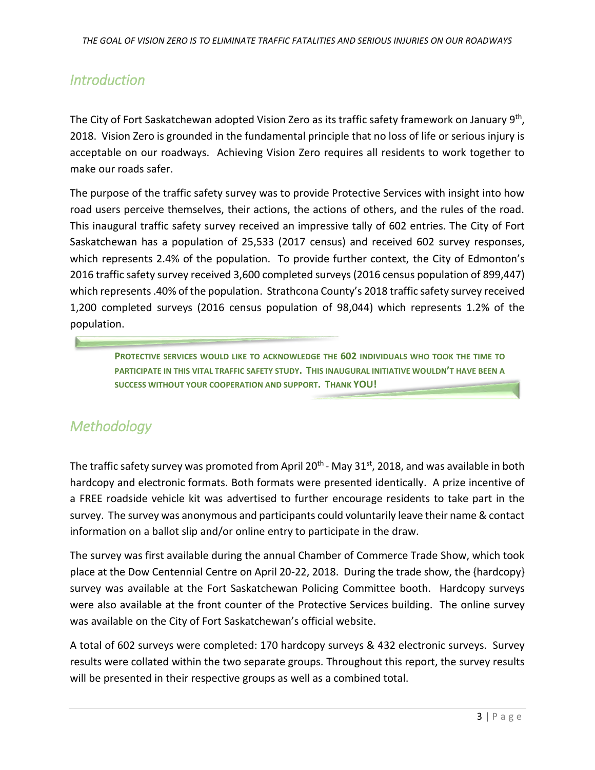## Introduction

The City of Fort Saskatchewan adopted Vision Zero as its traffic safety framework on January 9th, 2018. Vision Zero is grounded in the fundamental principle that no loss of life or serious injury is acceptable on our roadways. Achieving Vision Zero requires all residents to work together to make our roads safer.

The purpose of the traffic safety survey was to provide Protective Services with insight into how road users perceive themselves, their actions, the actions of others, and the rules of the road. This inaugural traffic safety survey received an impressive tally of 602 entries. The City of Fort Saskatchewan has a population of 25,533 (2017 census) and received 602 survey responses, which represents 2.4% of the population. To provide further context, the City of Edmonton's 2016 traffic safety survey received 3,600 completed surveys (2016 census population of 899,447) which represents .40% of the population. Strathcona County's 2018 traffic safety survey received 1,200 completed surveys (2016 census population of 98,044) which represents 1.2% of the population.

**PROTECTIVE SERVICES WOULD LIKE TO ACKNOWLEDGE THE 602 INDIVIDUALS WHO TOOK THE TIME TO PARTICIPATE IN THIS VITAL TRAFFIC SAFETY STUDY. THIS INAUGURAL INITIATIVE WOULDN'T HAVE BEEN A SUCCESS WITHOUT YOUR COOPERATION AND SUPPORT. THANK YOU!**

## Methodology

The traffic safety survey was promoted from April 20th - May 31st, 2018, and was available in both hardcopy and electronic formats. Both formats were presented identically. A prize incentive of a FREE roadside vehicle kit was advertised to further encourage residents to take part in the survey. The survey was anonymous and participants could voluntarily leave their name & contact information on a ballot slip and/or online entry to participate in the draw.

The survey was first available during the annual Chamber of Commerce Trade Show, which took place at the Dow Centennial Centre on April 20-22, 2018. During the trade show, the {hardcopy} survey was available at the Fort Saskatchewan Policing Committee booth. Hardcopy surveys were also available at the front counter of the Protective Services building. The online survey was available on the City of Fort Saskatchewan's official website.

A total of 602 surveys were completed: 170 hardcopy surveys & 432 electronic surveys. Survey results were collated within the two separate groups. Throughout this report, the survey results will be presented in their respective groups as well as a combined total.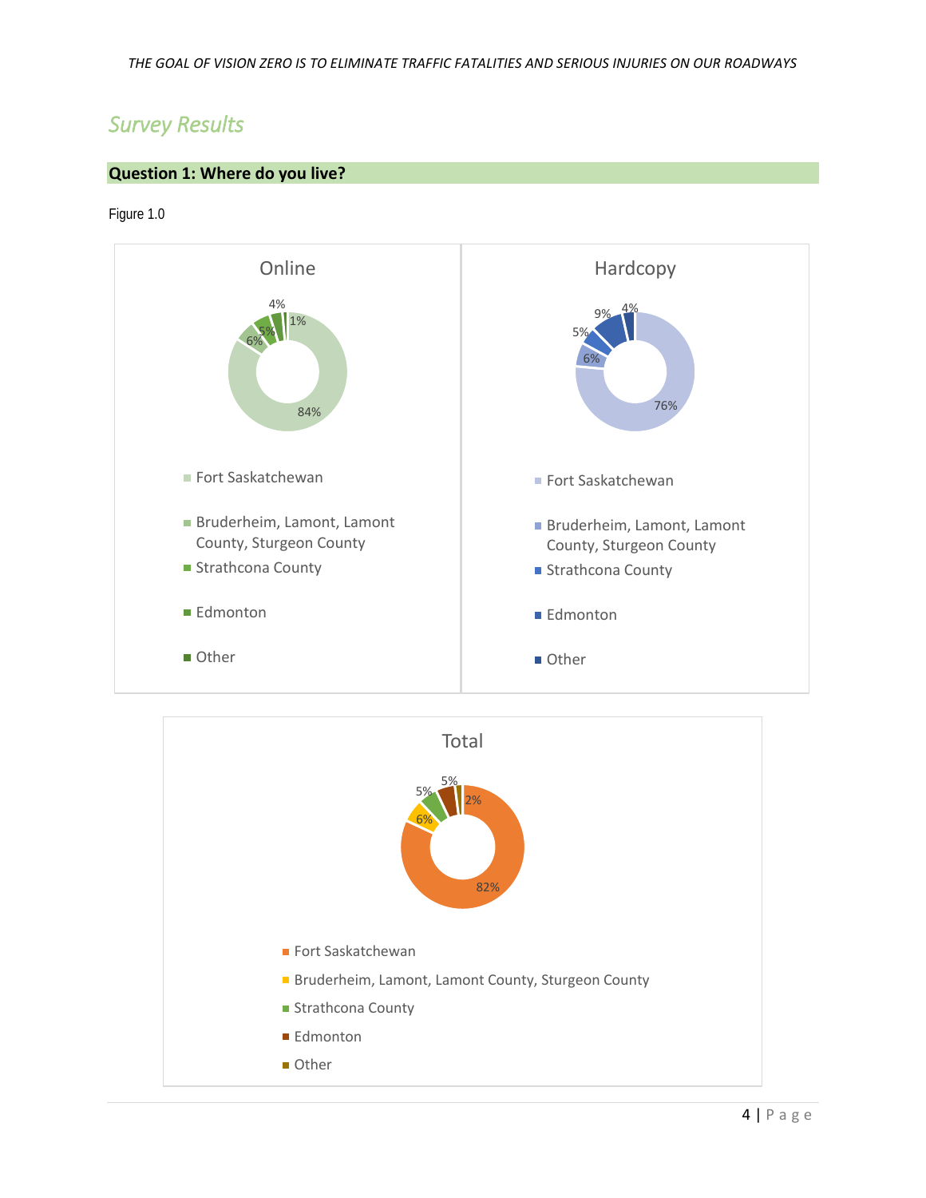## Survey Results

### Question 1: Where do you live?

Figure 1.0

**Online**

| Location | Percentage |
|---|---|
| Fort Saskatchewan | 84% |
| Bruderheim, Lamont, Lamont County, Sturgeon County | 6% |
| Strathcona County | 5% |
| Edmonton | 4% |
| Other | 1% |

**Hardcopy**

| Location | Percentage |
|---|---|
| Fort Saskatchewan | 76% |
| Bruderheim, Lamont, Lamont County, Sturgeon County | 6% |
| Strathcona County | 5% |
| Edmonton | 9% |
| Other | 4% |

**Total**

| Location | Percentage |
|---|---|
| Fort Saskatchewan | 82% |
| Bruderheim, Lamont, Lamont County, Sturgeon County | 6% |
| Strathcona County | 5% |
| Edmonton | 5% |
| Other | 2% |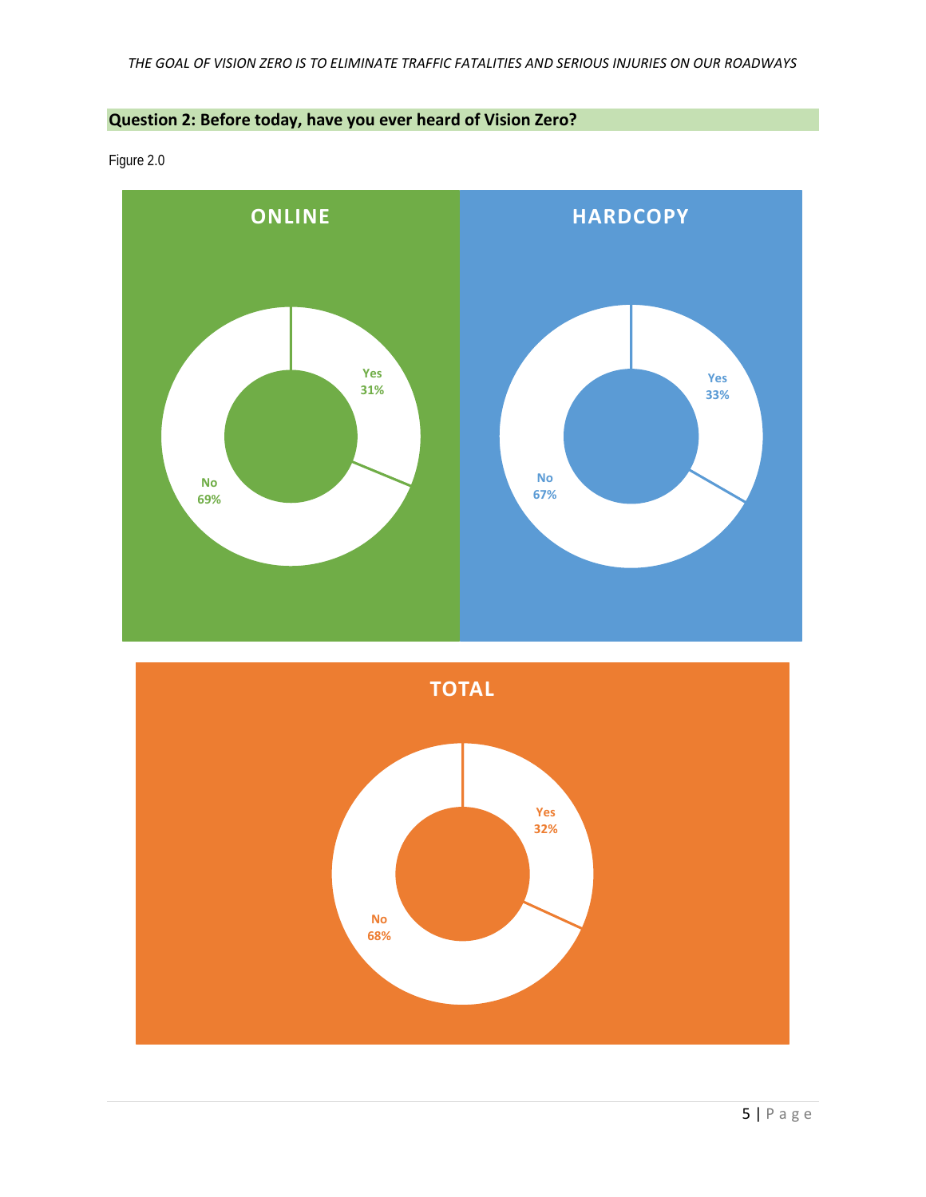**Question 2: Before today, have you ever heard of Vision Zero?**

Figure 2.0

**ONLINE**

Yes 31%

No 69%

**HARDCOPY**

Yes 33%

No 67%

**TOTAL**

Yes 32%

No 68%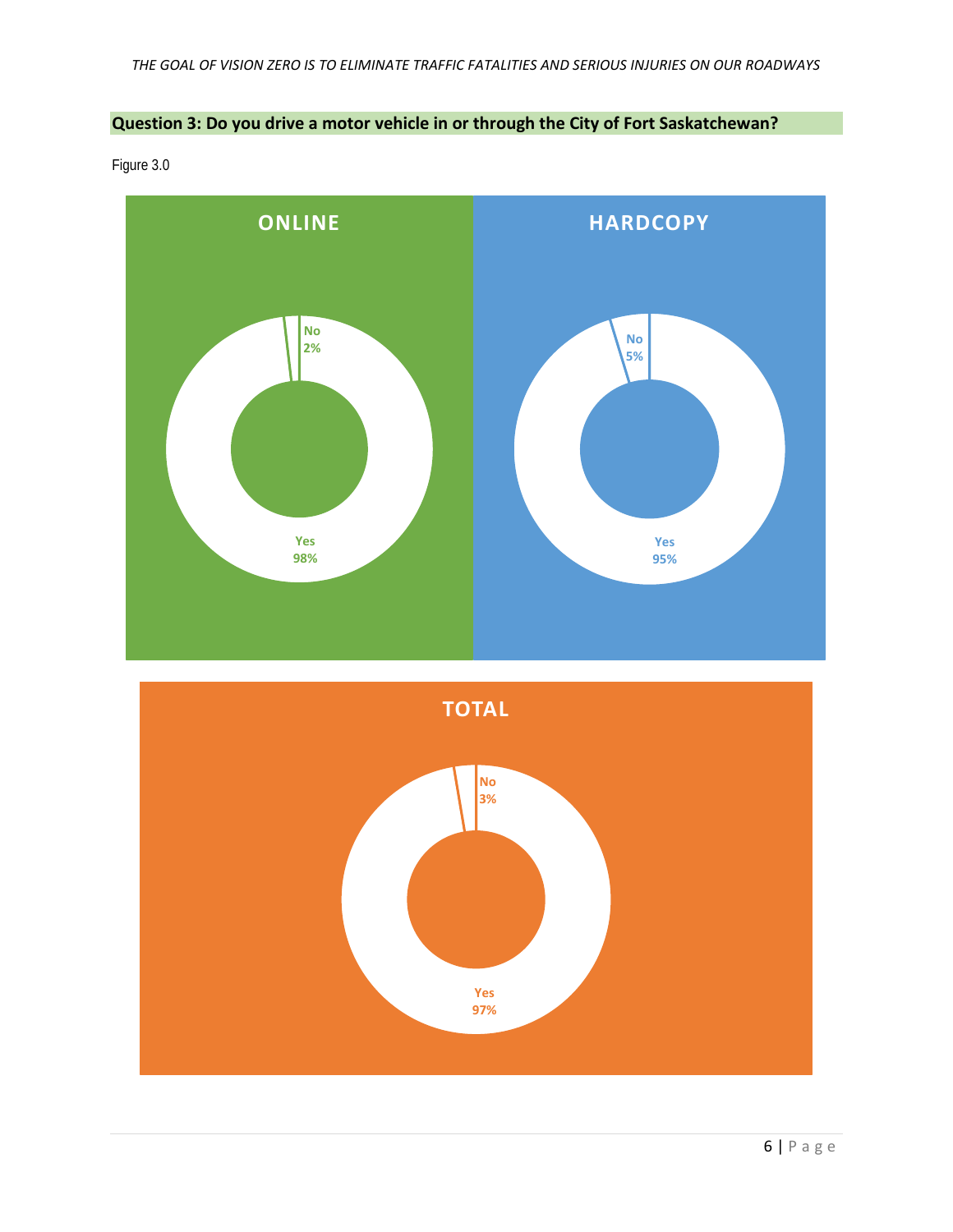## Question 3: Do you drive a motor vehicle in or through the City of Fort Saskatchewan?

Figure 3.0

**ONLINE**

No 2%

Yes 98%

**HARDCOPY**

No 5%

Yes 95%

**TOTAL**

No 3%

Yes 97%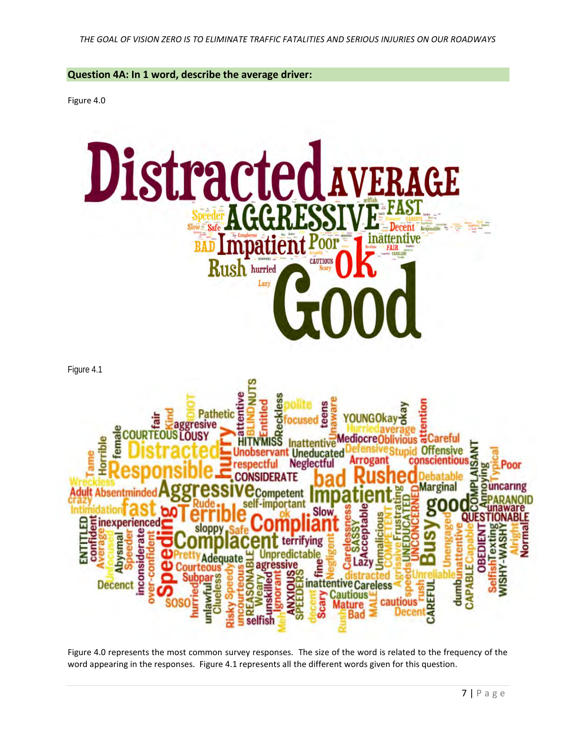**Question 4A: In 1 word, describe the average driver:**

Figure 4.0

Figure 4.1

Figure 4.0 represents the most common survey responses. The size of the word is related to the frequency of the word appearing in the responses. Figure 4.1 represents all the different words given for this question.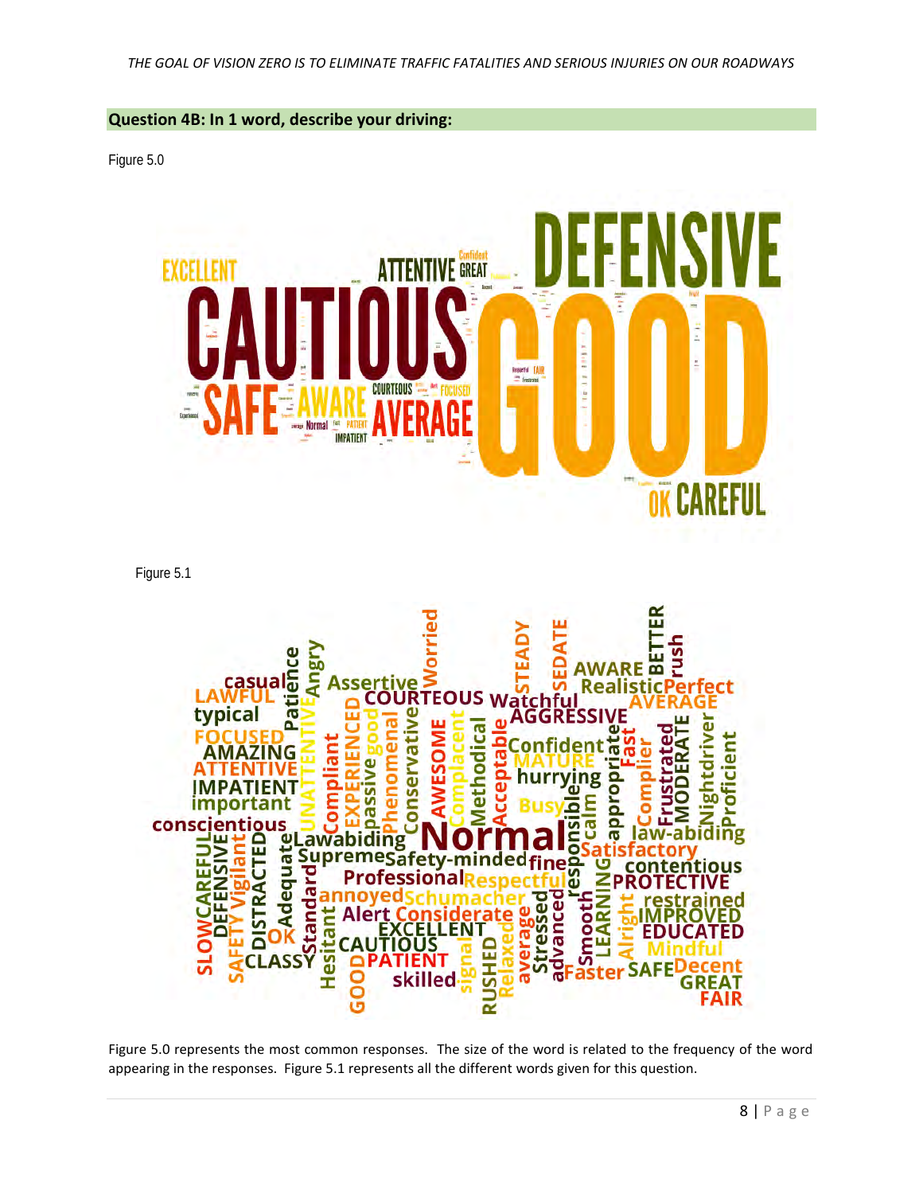**Question 4B: In 1 word, describe your driving:**

Figure 5.0

Figure 5.1

Figure 5.0 represents the most common responses. The size of the word is related to the frequency of the word appearing in the responses. Figure 5.1 represents all the different words given for this question.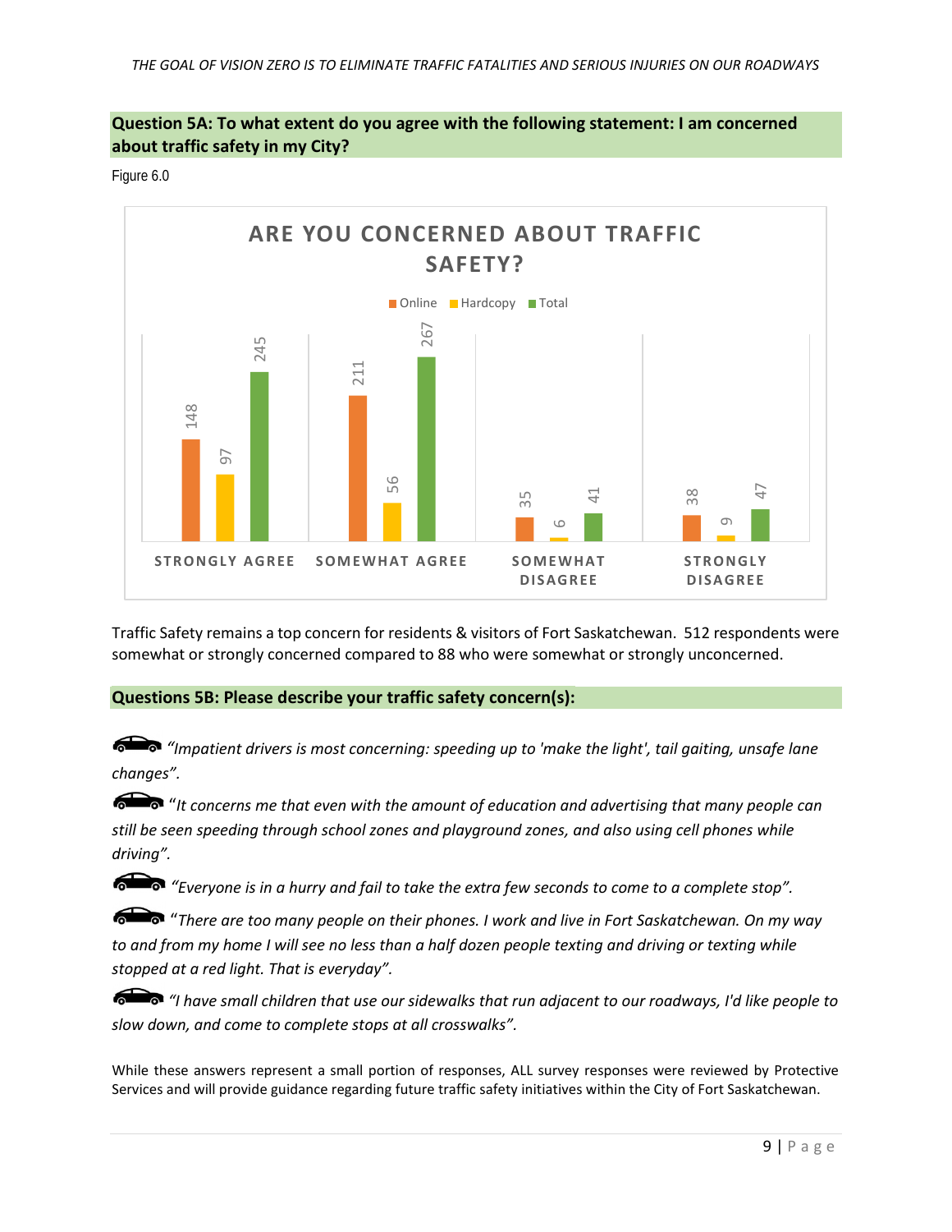## Question 5A: To what extent do you agree with the following statement: I am concerned about traffic safety in my City?

Figure 6.0

**ARE YOU CONCERNED ABOUT TRAFFIC SAFETY?**

| | Online | Hardcopy | Total |
|---|---|---|---|
| Strongly Agree | 148 | 97 | 245 |
| Somewhat Agree | 211 | 56 | 267 |
| Somewhat Disagree | 35 | 6 | 41 |
| Strongly Disagree | 38 | 9 | 47 |

Traffic Safety remains a top concern for residents & visitors of Fort Saskatchewan. 512 respondents were somewhat or strongly concerned compared to 88 who were somewhat or strongly unconcerned.

## Questions 5B: Please describe your traffic safety concern(s):

*"Impatient drivers is most concerning: speeding up to 'make the light', tail gaiting, unsafe lane changes".*

*"It concerns me that even with the amount of education and advertising that many people can still be seen speeding through school zones and playground zones, and also using cell phones while driving".*

*"Everyone is in a hurry and fail to take the extra few seconds to come to a complete stop".*

*"There are too many people on their phones. I work and live in Fort Saskatchewan. On my way to and from my home I will see no less than a half dozen people texting and driving or texting while stopped at a red light. That is everyday".*

*"I have small children that use our sidewalks that run adjacent to our roadways, I'd like people to slow down, and come to complete stops at all crosswalks".*

While these answers represent a small portion of responses, ALL survey responses were reviewed by Protective Services and will provide guidance regarding future traffic safety initiatives within the City of Fort Saskatchewan.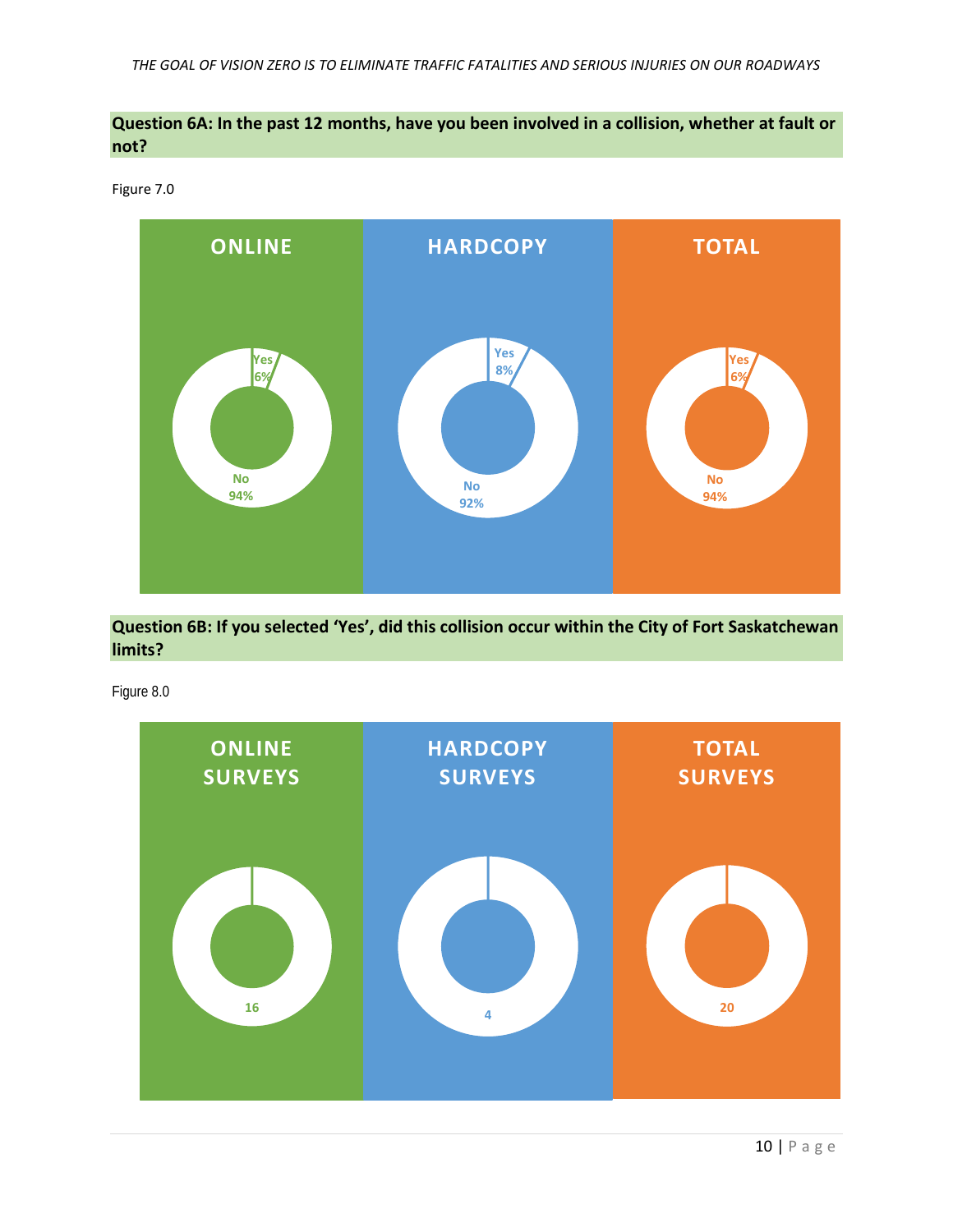**Question 6A: In the past 12 months, have you been involved in a collision, whether at fault or not?**

Figure 7.0

| | ONLINE | HARDCOPY | TOTAL |
|---|---|---|---|
| Yes | 6% | 8% | 6% |
| No | 94% | 92% | 94% |

**Question 6B: If you selected 'Yes', did this collision occur within the City of Fort Saskatchewan limits?**

Figure 8.0

| ONLINE SURVEYS | HARDCOPY SURVEYS | TOTAL SURVEYS |
|---|---|---|
| 16 | 4 | 20 |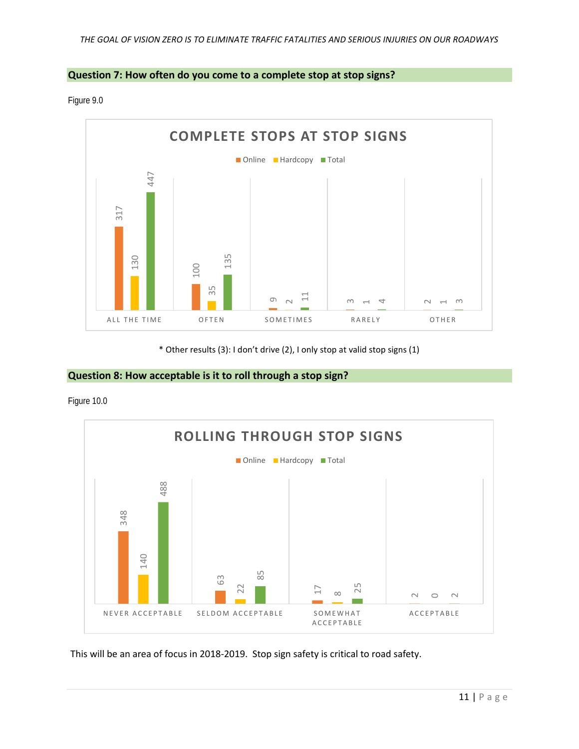## Question 7: How often do you come to a complete stop at stop signs?

Figure 9.0

**COMPLETE STOPS AT STOP SIGNS**

| | Online | Hardcopy | Total |
|---|---|---|---|
| ALL THE TIME | 317 | 130 | 447 |
| OFTEN | 100 | 35 | 135 |
| SOMETIMES | 9 | 2 | 11 |
| RARELY | 3 | 1 | 4 |
| OTHER | 2 | 1 | 3 |

\* Other results (3): I don't drive (2), I only stop at valid stop signs (1)

## Question 8: How acceptable is it to roll through a stop sign?

Figure 10.0

**ROLLING THROUGH STOP SIGNS**

| | Online | Hardcopy | Total |
|---|---|---|---|
| NEVER ACCEPTABLE | 348 | 140 | 488 |
| SELDOM ACCEPTABLE | 63 | 22 | 85 |
| SOMEWHAT ACCEPTABLE | 17 | 8 | 25 |
| ACCEPTABLE | 2 | 0 | 2 |

This will be an area of focus in 2018-2019. Stop sign safety is critical to road safety.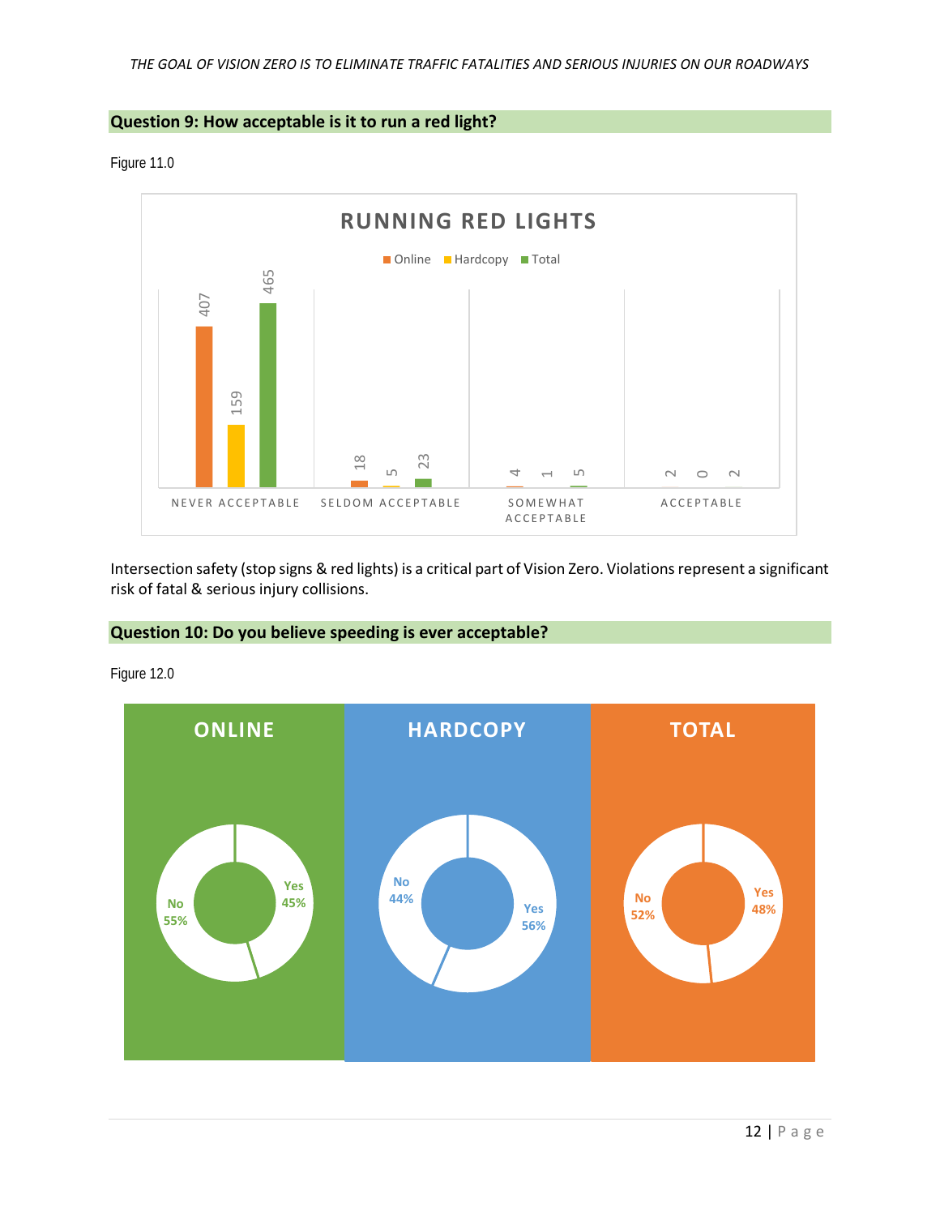## Question 9: How acceptable is it to run a red light?

Figure 11.0

**RUNNING RED LIGHTS**

| | Online | Hardcopy | Total |
|---|---|---|---|
| NEVER ACCEPTABLE | 407 | 159 | 465 |
| SELDOM ACCEPTABLE | 18 | 5 | 23 |
| SOMEWHAT ACCEPTABLE | 4 | 1 | 5 |
| ACCEPTABLE | 2 | 0 | 2 |

Intersection safety (stop signs & red lights) is a critical part of Vision Zero. Violations represent a significant risk of fatal & serious injury collisions.

## Question 10: Do you believe speeding is ever acceptable?

Figure 12.0

| | ONLINE | HARDCOPY | TOTAL |
|---|---|---|---|
| Yes | 45% | 56% | 48% |
| No | 55% | 44% | 52% |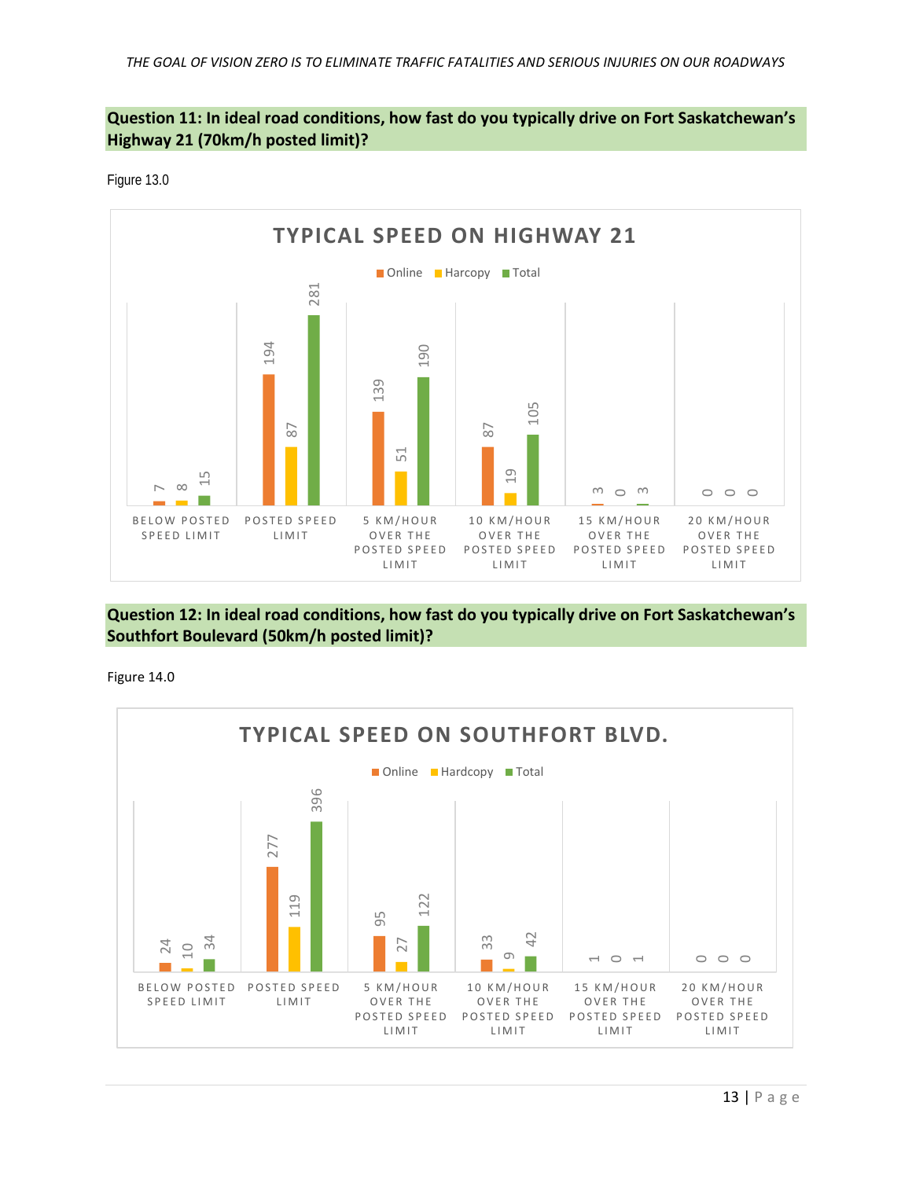### Question 11: In ideal road conditions, how fast do you typically drive on Fort Saskatchewan's Highway 21 (70km/h posted limit)?

Figure 13.0

**TYPICAL SPEED ON HIGHWAY 21**

| | Online | Harcopy | Total |
|---|---|---|---|
| Below posted speed limit | 7 | 8 | 15 |
| Posted speed limit | 194 | 87 | 281 |
| 5 km/hour over the posted speed limit | 139 | 51 | 190 |
| 10 km/hour over the posted speed limit | 87 | 19 | 105 |
| 15 km/hour over the posted speed limit | 3 | 0 | 3 |
| 20 km/hour over the posted speed limit | 0 | 0 | 0 |

### Question 12: In ideal road conditions, how fast do you typically drive on Fort Saskatchewan's Southfort Boulevard (50km/h posted limit)?

Figure 14.0

**TYPICAL SPEED ON SOUTHFORT BLVD.**

| | Online | Hardcopy | Total |
|---|---|---|---|
| Below posted speed limit | 24 | 10 | 34 |
| Posted speed limit | 277 | 119 | 396 |
| 5 km/hour over the posted speed limit | 95 | 27 | 122 |
| 10 km/hour over the posted speed limit | 33 | 9 | 42 |
| 15 km/hour over the posted speed limit | 1 | 0 | 1 |
| 20 km/hour over the posted speed limit | 0 | 0 | 0 |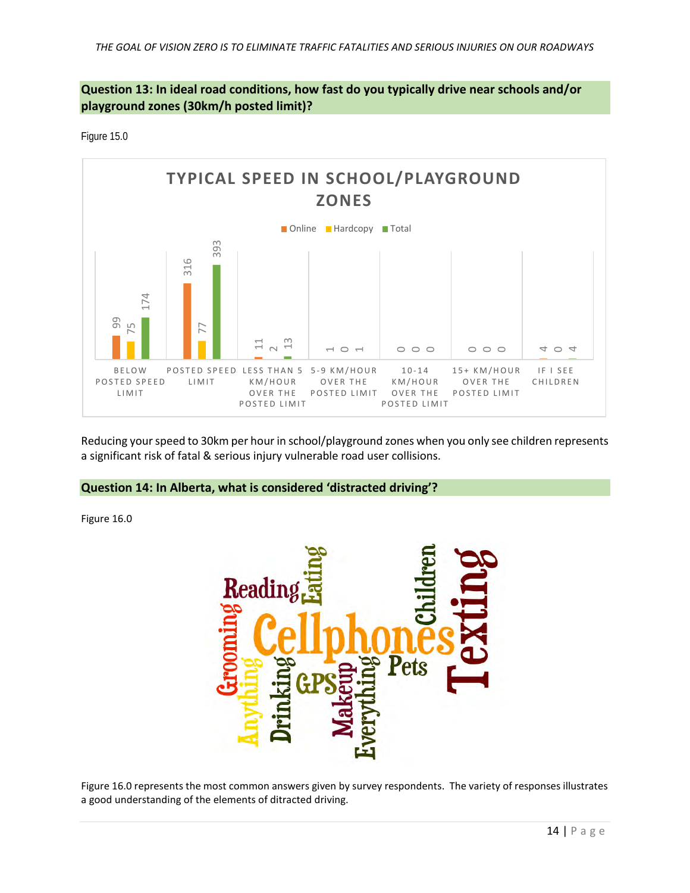## Question 13: In ideal road conditions, how fast do you typically drive near schools and/or playground zones (30km/h posted limit)?

Figure 15.0

**TYPICAL SPEED IN SCHOOL/PLAYGROUND ZONES**

| | Online | Hardcopy | Total |
|---|---|---|---|
| Below posted speed limit | 99 | 75 | 174 |
| Posted speed limit | 316 | 77 | 393 |
| Less than 5 km/hour over the posted limit | 11 | 2 | 13 |
| 5-9 km/hour over the posted limit | 1 | 0 | 1 |
| 10-14 km/hour over the posted limit | 0 | 0 | 0 |
| 15+ km/hour over the posted limit | 0 | 0 | 0 |
| If I see children | 4 | 0 | 4 |

Reducing your speed to 30km per hour in school/playground zones when you only see children represents a significant risk of fatal & serious injury vulnerable road user collisions.

## Question 14: In Alberta, what is considered 'distracted driving'?

Figure 16.0

Reading, Eating, Children, Texting, Grooming, Cellphones, Anything, Drinking, GPS, Makeup, Everything, Pets

Figure 16.0 represents the most common answers given by survey respondents. The variety of responses illustrates a good understanding of the elements of ditracted driving.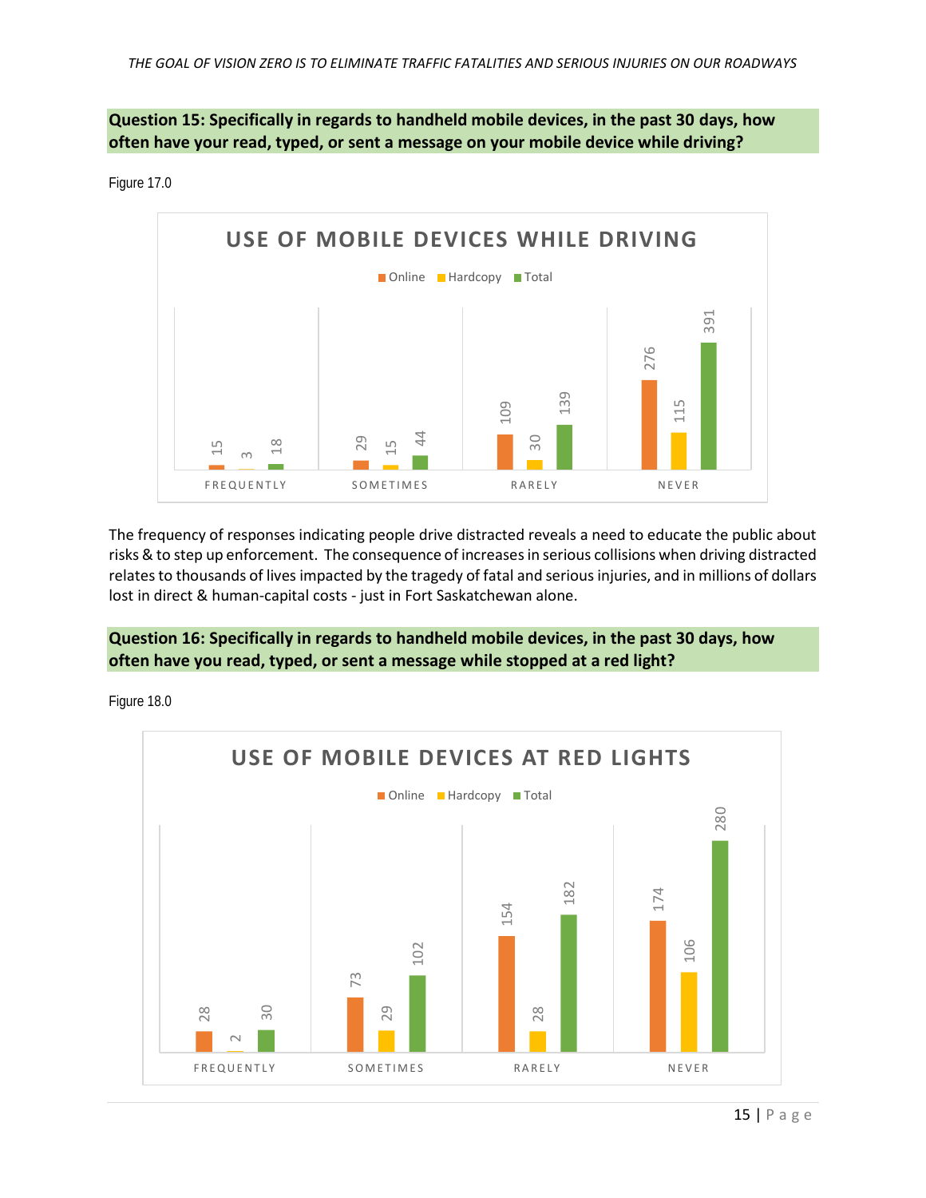**Question 15: Specifically in regards to handheld mobile devices, in the past 30 days, how often have your read, typed, or sent a message on your mobile device while driving?**

Figure 17.0

**USE OF MOBILE DEVICES WHILE DRIVING**

| | Online | Hardcopy | Total |
|---|---|---|---|
| FREQUENTLY | 15 | 3 | 18 |
| SOMETIMES | 29 | 15 | 44 |
| RARELY | 109 | 30 | 139 |
| NEVER | 276 | 115 | 391 |

The frequency of responses indicating people drive distracted reveals a need to educate the public about risks & to step up enforcement. The consequence of increases in serious collisions when driving distracted relates to thousands of lives impacted by the tragedy of fatal and serious injuries, and in millions of dollars lost in direct & human-capital costs - just in Fort Saskatchewan alone.

**Question 16: Specifically in regards to handheld mobile devices, in the past 30 days, how often have you read, typed, or sent a message while stopped at a red light?**

Figure 18.0

**USE OF MOBILE DEVICES AT RED LIGHTS**

| | Online | Hardcopy | Total |
|---|---|---|---|
| FREQUENTLY | 28 | 2 | 30 |
| SOMETIMES | 73 | 29 | 102 |
| RARELY | 154 | 28 | 182 |
| NEVER | 174 | 106 | 280 |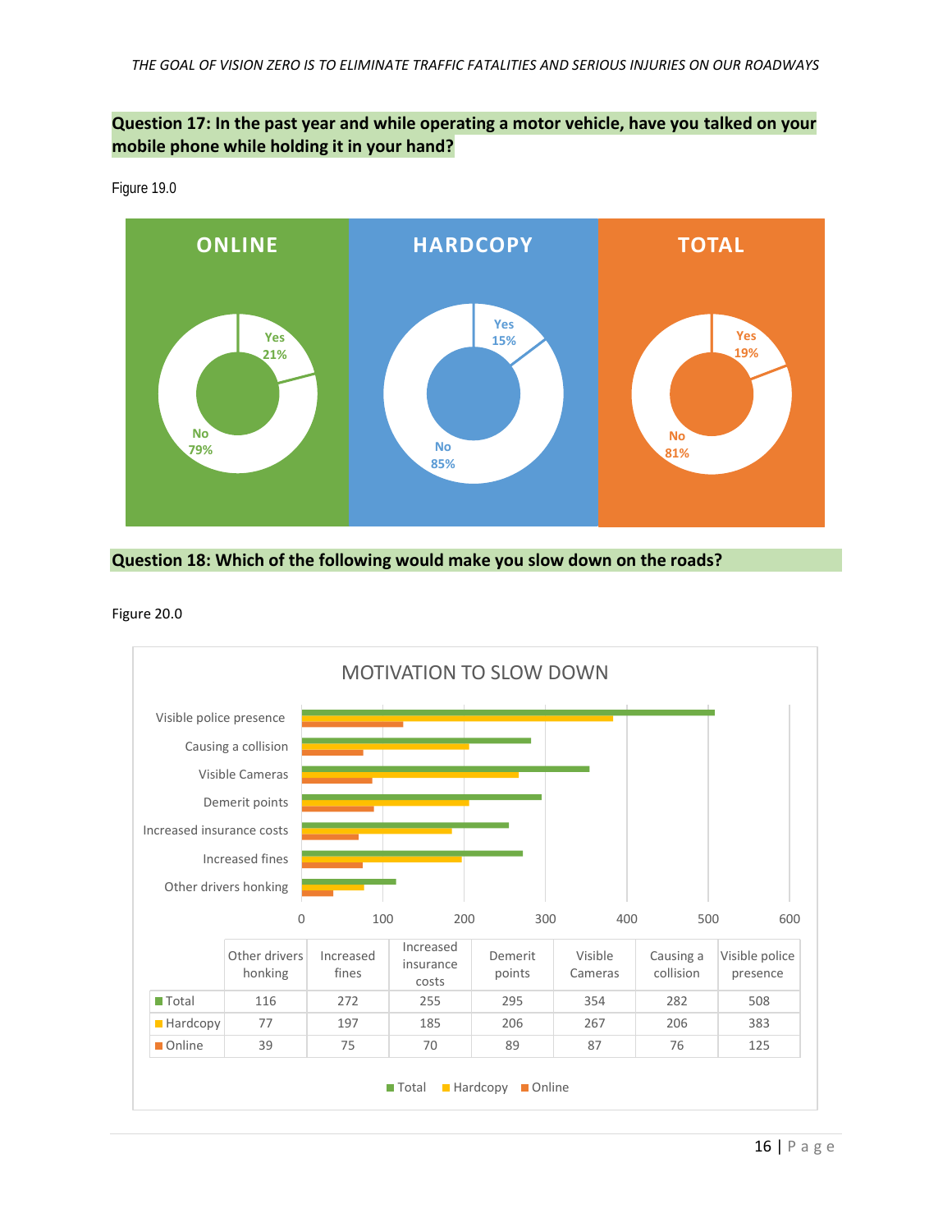**Question 17: In the past year and while operating a motor vehicle, have you talked on your mobile phone while holding it in your hand?**

Figure 19.0

| | ONLINE | HARDCOPY | TOTAL |
|---|---|---|---|
| Yes | 21% | 15% | 19% |
| No | 79% | 85% | 81% |

**Question 18: Which of the following would make you slow down on the roads?**

Figure 20.0

MOTIVATION TO SLOW DOWN

| | Other drivers honking | Increased fines | Increased insurance costs | Demerit points | Visible Cameras | Causing a collision | Visible police presence |
|---|---|---|---|---|---|---|---|
| Total | 116 | 272 | 255 | 295 | 354 | 282 | 508 |
| Hardcopy | 77 | 197 | 185 | 206 | 267 | 206 | 383 |
| Online | 39 | 75 | 70 | 89 | 87 | 76 | 125 |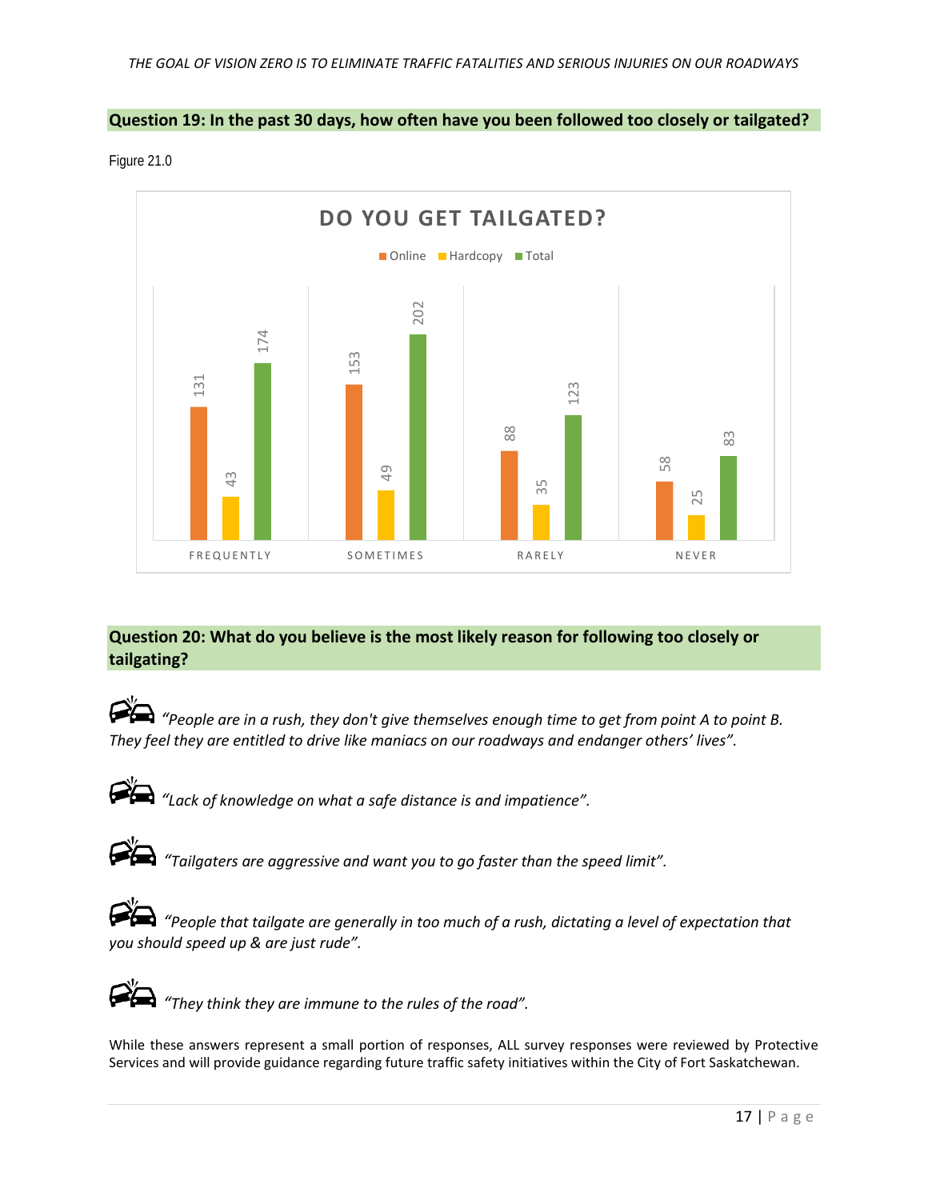## Question 19: In the past 30 days, how often have you been followed too closely or tailgated?

Figure 21.0

**DO YOU GET TAILGATED?**

| | Online | Hardcopy | Total |
|---|---|---|---|
| Frequently | 131 | 43 | 174 |
| Sometimes | 153 | 49 | 202 |
| Rarely | 88 | 35 | 123 |
| Never | 58 | 25 | 83 |

## Question 20: What do you believe is the most likely reason for following too closely or tailgating?

*"People are in a rush, they don't give themselves enough time to get from point A to point B. They feel they are entitled to drive like maniacs on our roadways and endanger others' lives".*

*"Lack of knowledge on what a safe distance is and impatience".*

*"Tailgaters are aggressive and want you to go faster than the speed limit".*

*"People that tailgate are generally in too much of a rush, dictating a level of expectation that you should speed up & are just rude".*

*"They think they are immune to the rules of the road".*

While these answers represent a small portion of responses, ALL survey responses were reviewed by Protective Services and will provide guidance regarding future traffic safety initiatives within the City of Fort Saskatchewan.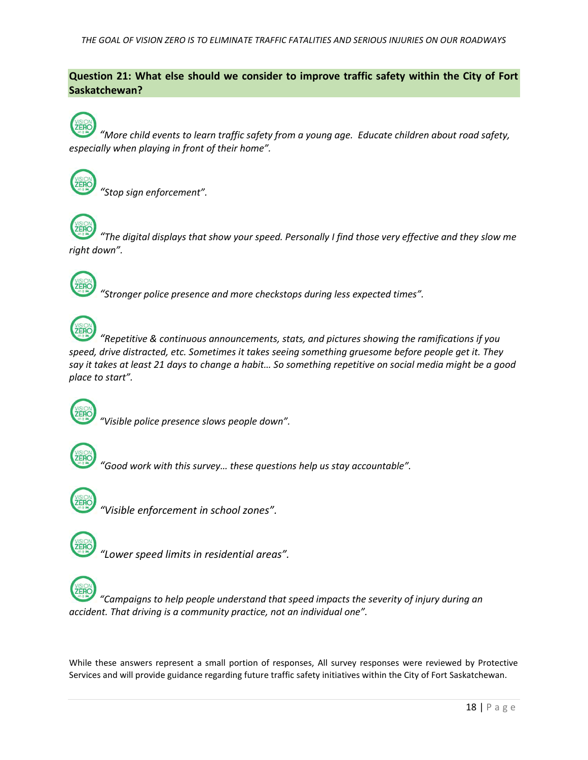**Question 21: What else should we consider to improve traffic safety within the City of Fort Saskatchewan?**

*"More child events to learn traffic safety from a young age. Educate children about road safety, especially when playing in front of their home".*

*"Stop sign enforcement".*

*"The digital displays that show your speed. Personally I find those very effective and they slow me right down".*

*"Stronger police presence and more checkstops during less expected times".*

*"Repetitive & continuous announcements, stats, and pictures showing the ramifications if you speed, drive distracted, etc. Sometimes it takes seeing something gruesome before people get it. They say it takes at least 21 days to change a habit… So something repetitive on social media might be a good place to start".*

*"Visible police presence slows people down".*

*"Good work with this survey… these questions help us stay accountable".*

*"Visible enforcement in school zones".*

*"Lower speed limits in residential areas".*

*"Campaigns to help people understand that speed impacts the severity of injury during an accident. That driving is a community practice, not an individual one".*

While these answers represent a small portion of responses, All survey responses were reviewed by Protective Services and will provide guidance regarding future traffic safety initiatives within the City of Fort Saskatchewan.